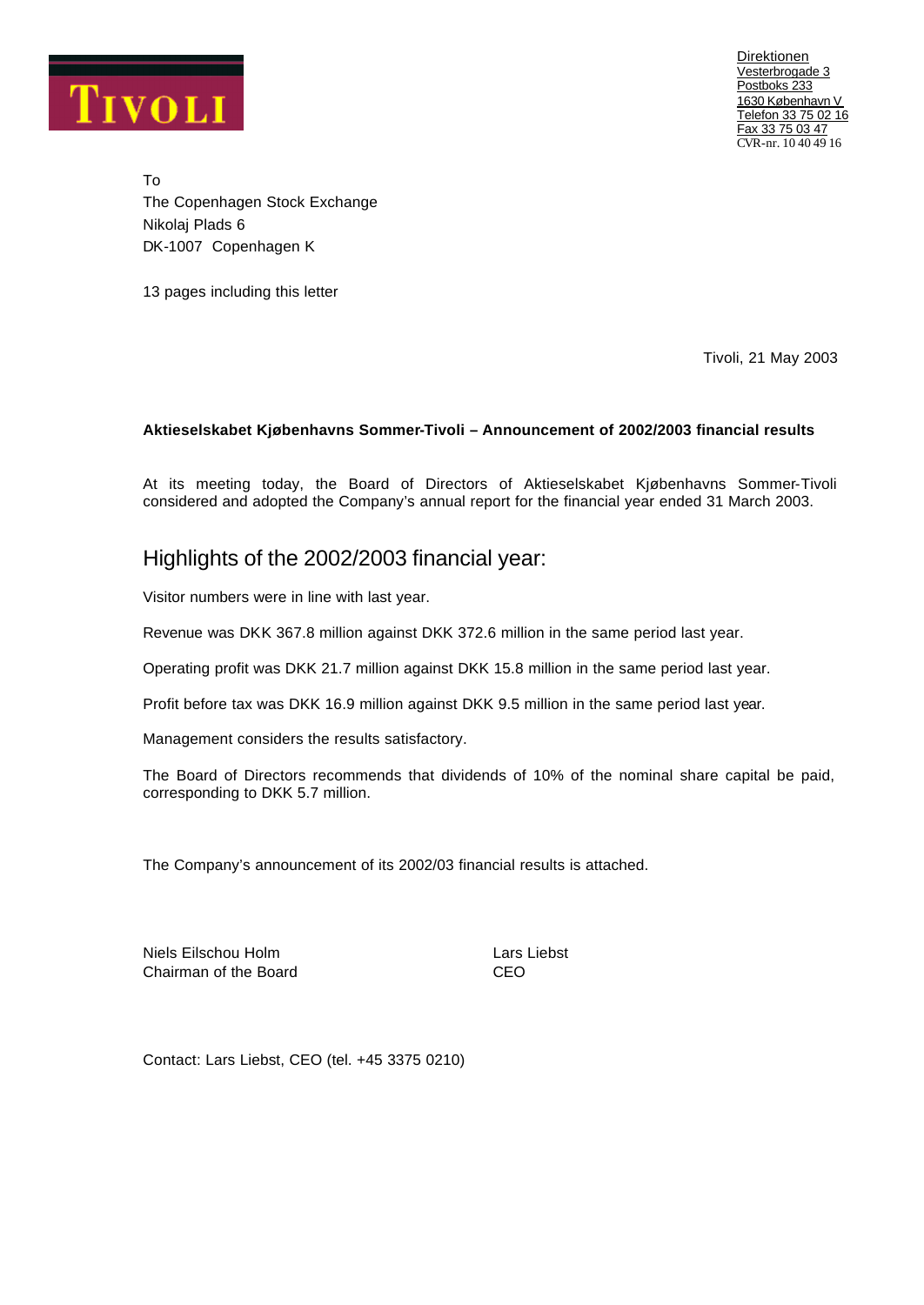TIVOLI

Direktionen
Vesterbrogade 3
Postboks 233
1630 København V
Telefon 33 75 02 16
Fax 33 75 03 47
CVR-nr. 10 40 49 16

To
The Copenhagen Stock Exchange
Nikolaj Plads 6
DK-1007 Copenhagen K

13 pages including this letter

Tivoli, 21 May 2003

**Aktieselskabet Kjøbenhavns Sommer-Tivoli – Announcement of 2002/2003 financial results**

At its meeting today, the Board of Directors of Aktieselskabet Kjøbenhavns Sommer-Tivoli considered and adopted the Company's annual report for the financial year ended 31 March 2003.

## Highlights of the 2002/2003 financial year:

Visitor numbers were in line with last year.

Revenue was DKK 367.8 million against DKK 372.6 million in the same period last year.

Operating profit was DKK 21.7 million against DKK 15.8 million in the same period last year.

Profit before tax was DKK 16.9 million against DKK 9.5 million in the same period last year.

Management considers the results satisfactory.

The Board of Directors recommends that dividends of 10% of the nominal share capital be paid, corresponding to DKK 5.7 million.

The Company's announcement of its 2002/03 financial results is attached.

Niels Eilschou Holm
Chairman of the Board

Lars Liebst
CEO

Contact: Lars Liebst, CEO (tel. +45 3375 0210)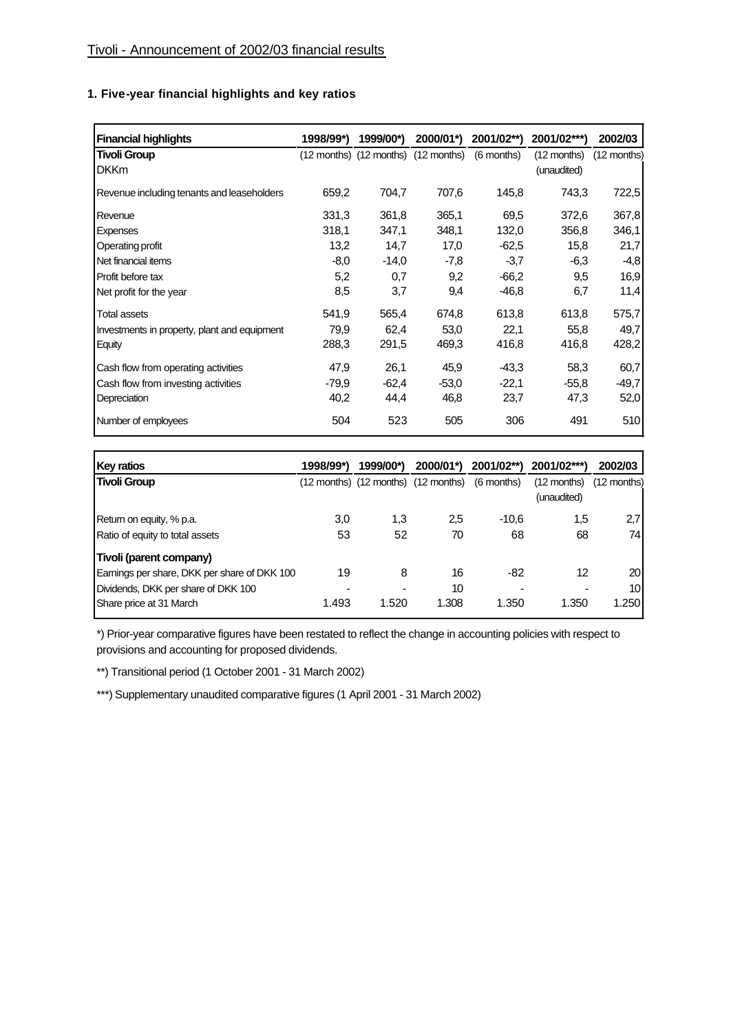Tivoli - Announcement of 2002/03 financial results

## 1. Five-year financial highlights and key ratios

| Financial highlights | 1998/99*) | 1999/00*) | 2000/01*) | 2001/02**) | 2001/02***) | 2002/03 |
|---|---|---|---|---|---|---|
| **Tivoli Group** | (12 months) | (12 months) | (12 months) | (6 months) | (12 months) | (12 months) |
| DKKm | | | | | (unaudited) | |
| Revenue including tenants and leaseholders | 659,2 | 704,7 | 707,6 | 145,8 | 743,3 | 722,5 |
| Revenue | 331,3 | 361,8 | 365,1 | 69,5 | 372,6 | 367,8 |
| Expenses | 318,1 | 347,1 | 348,1 | 132,0 | 356,8 | 346,1 |
| Operating profit | 13,2 | 14,7 | 17,0 | -62,5 | 15,8 | 21,7 |
| Net financial items | -8,0 | -14,0 | -7,8 | -3,7 | -6,3 | -4,8 |
| Profit before tax | 5,2 | 0,7 | 9,2 | -66,2 | 9,5 | 16,9 |
| Net profit for the year | 8,5 | 3,7 | 9,4 | -46,8 | 6,7 | 11,4 |
| Total assets | 541,9 | 565,4 | 674,8 | 613,8 | 613,8 | 575,7 |
| Investments in property, plant and equipment | 79,9 | 62,4 | 53,0 | 22,1 | 55,8 | 49,7 |
| Equity | 288,3 | 291,5 | 469,3 | 416,8 | 416,8 | 428,2 |
| Cash flow from operating activities | 47,9 | 26,1 | 45,9 | -43,3 | 58,3 | 60,7 |
| Cash flow from investing activities | -79,9 | -62,4 | -53,0 | -22,1 | -55,8 | -49,7 |
| Depreciation | 40,2 | 44,4 | 46,8 | 23,7 | 47,3 | 52,0 |
| Number of employees | 504 | 523 | 505 | 306 | 491 | 510 |

| Key ratios | 1998/99*) | 1999/00*) | 2000/01*) | 2001/02**) | 2001/02***) | 2002/03 |
|---|---|---|---|---|---|---|
| **Tivoli Group** | (12 months) | (12 months) | (12 months) | (6 months) | (12 months) | (12 months) |
| | | | | | (unaudited) | |
| Return on equity, % p.a. | 3,0 | 1,3 | 2,5 | -10,6 | 1,5 | 2,7 |
| Ratio of equity to total assets | 53 | 52 | 70 | 68 | 68 | 74 |
| **Tivoli (parent company)** | | | | | | |
| Earnings per share, DKK per share of DKK 100 | 19 | 8 | 16 | -82 | 12 | 20 |
| Dividends, DKK per share of DKK 100 | - | - | 10 | - | - | 10 |
| Share price at 31 March | 1.493 | 1.520 | 1.308 | 1.350 | 1.350 | 1.250 |

*) Prior-year comparative figures have been restated to reflect the change in accounting policies with respect to provisions and accounting for proposed dividends.

**) Transitional period (1 October 2001 - 31 March 2002)

***) Supplementary unaudited comparative figures (1 April 2001 - 31 March 2002)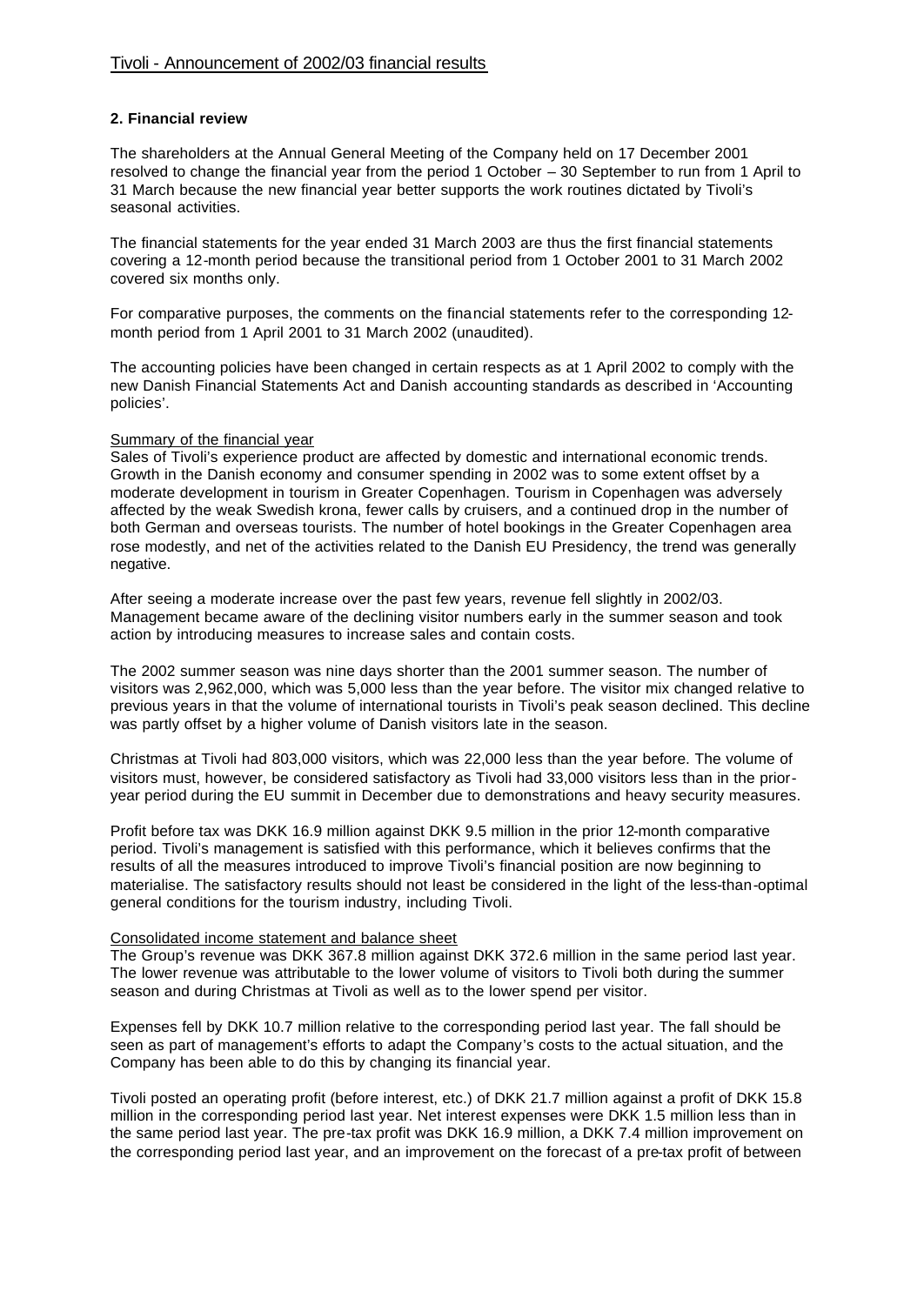## 2. Financial review

The shareholders at the Annual General Meeting of the Company held on 17 December 2001 resolved to change the financial year from the period 1 October – 30 September to run from 1 April to 31 March because the new financial year better supports the work routines dictated by Tivoli's seasonal activities.

The financial statements for the year ended 31 March 2003 are thus the first financial statements covering a 12-month period because the transitional period from 1 October 2001 to 31 March 2002 covered six months only.

For comparative purposes, the comments on the financial statements refer to the corresponding 12-month period from 1 April 2001 to 31 March 2002 (unaudited).

The accounting policies have been changed in certain respects as at 1 April 2002 to comply with the new Danish Financial Statements Act and Danish accounting standards as described in 'Accounting policies'.

### Summary of the financial year

Sales of Tivoli's experience product are affected by domestic and international economic trends. Growth in the Danish economy and consumer spending in 2002 was to some extent offset by a moderate development in tourism in Greater Copenhagen. Tourism in Copenhagen was adversely affected by the weak Swedish krona, fewer calls by cruisers, and a continued drop in the number of both German and overseas tourists. The number of hotel bookings in the Greater Copenhagen area rose modestly, and net of the activities related to the Danish EU Presidency, the trend was generally negative.

After seeing a moderate increase over the past few years, revenue fell slightly in 2002/03. Management became aware of the declining visitor numbers early in the summer season and took action by introducing measures to increase sales and contain costs.

The 2002 summer season was nine days shorter than the 2001 summer season. The number of visitors was 2,962,000, which was 5,000 less than the year before. The visitor mix changed relative to previous years in that the volume of international tourists in Tivoli's peak season declined. This decline was partly offset by a higher volume of Danish visitors late in the season.

Christmas at Tivoli had 803,000 visitors, which was 22,000 less than the year before. The volume of visitors must, however, be considered satisfactory as Tivoli had 33,000 visitors less than in the prior-year period during the EU summit in December due to demonstrations and heavy security measures.

Profit before tax was DKK 16.9 million against DKK 9.5 million in the prior 12-month comparative period. Tivoli's management is satisfied with this performance, which it believes confirms that the results of all the measures introduced to improve Tivoli's financial position are now beginning to materialise. The satisfactory results should not least be considered in the light of the less-than-optimal general conditions for the tourism industry, including Tivoli.

### Consolidated income statement and balance sheet

The Group's revenue was DKK 367.8 million against DKK 372.6 million in the same period last year. The lower revenue was attributable to the lower volume of visitors to Tivoli both during the summer season and during Christmas at Tivoli as well as to the lower spend per visitor.

Expenses fell by DKK 10.7 million relative to the corresponding period last year. The fall should be seen as part of management's efforts to adapt the Company's costs to the actual situation, and the Company has been able to do this by changing its financial year.

Tivoli posted an operating profit (before interest, etc.) of DKK 21.7 million against a profit of DKK 15.8 million in the corresponding period last year. Net interest expenses were DKK 1.5 million less than in the same period last year. The pre-tax profit was DKK 16.9 million, a DKK 7.4 million improvement on the corresponding period last year, and an improvement on the forecast of a pre-tax profit of between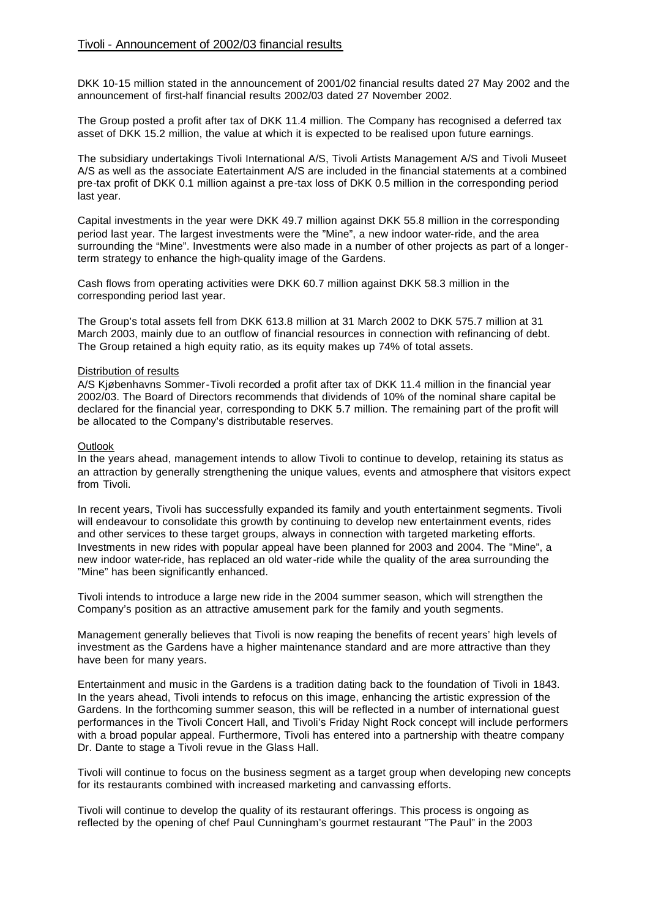DKK 10-15 million stated in the announcement of 2001/02 financial results dated 27 May 2002 and the announcement of first-half financial results 2002/03 dated 27 November 2002.

The Group posted a profit after tax of DKK 11.4 million. The Company has recognised a deferred tax asset of DKK 15.2 million, the value at which it is expected to be realised upon future earnings.

The subsidiary undertakings Tivoli International A/S, Tivoli Artists Management A/S and Tivoli Museet A/S as well as the associate Eatertainment A/S are included in the financial statements at a combined pre-tax profit of DKK 0.1 million against a pre-tax loss of DKK 0.5 million in the corresponding period last year.

Capital investments in the year were DKK 49.7 million against DKK 55.8 million in the corresponding period last year. The largest investments were the "Mine", a new indoor water-ride, and the area surrounding the "Mine". Investments were also made in a number of other projects as part of a longer-term strategy to enhance the high-quality image of the Gardens.

Cash flows from operating activities were DKK 60.7 million against DKK 58.3 million in the corresponding period last year.

The Group's total assets fell from DKK 613.8 million at 31 March 2002 to DKK 575.7 million at 31 March 2003, mainly due to an outflow of financial resources in connection with refinancing of debt. The Group retained a high equity ratio, as its equity makes up 74% of total assets.

## Distribution of results

A/S Kjøbenhavns Sommer-Tivoli recorded a profit after tax of DKK 11.4 million in the financial year 2002/03. The Board of Directors recommends that dividends of 10% of the nominal share capital be declared for the financial year, corresponding to DKK 5.7 million. The remaining part of the profit will be allocated to the Company's distributable reserves.

## Outlook

In the years ahead, management intends to allow Tivoli to continue to develop, retaining its status as an attraction by generally strengthening the unique values, events and atmosphere that visitors expect from Tivoli.

In recent years, Tivoli has successfully expanded its family and youth entertainment segments. Tivoli will endeavour to consolidate this growth by continuing to develop new entertainment events, rides and other services to these target groups, always in connection with targeted marketing efforts. Investments in new rides with popular appeal have been planned for 2003 and 2004. The "Mine", a new indoor water-ride, has replaced an old water-ride while the quality of the area surrounding the "Mine" has been significantly enhanced.

Tivoli intends to introduce a large new ride in the 2004 summer season, which will strengthen the Company's position as an attractive amusement park for the family and youth segments.

Management generally believes that Tivoli is now reaping the benefits of recent years' high levels of investment as the Gardens have a higher maintenance standard and are more attractive than they have been for many years.

Entertainment and music in the Gardens is a tradition dating back to the foundation of Tivoli in 1843. In the years ahead, Tivoli intends to refocus on this image, enhancing the artistic expression of the Gardens. In the forthcoming summer season, this will be reflected in a number of international guest performances in the Tivoli Concert Hall, and Tivoli's Friday Night Rock concept will include performers with a broad popular appeal. Furthermore, Tivoli has entered into a partnership with theatre company Dr. Dante to stage a Tivoli revue in the Glass Hall.

Tivoli will continue to focus on the business segment as a target group when developing new concepts for its restaurants combined with increased marketing and canvassing efforts.

Tivoli will continue to develop the quality of its restaurant offerings. This process is ongoing as reflected by the opening of chef Paul Cunningham's gourmet restaurant "The Paul" in the 2003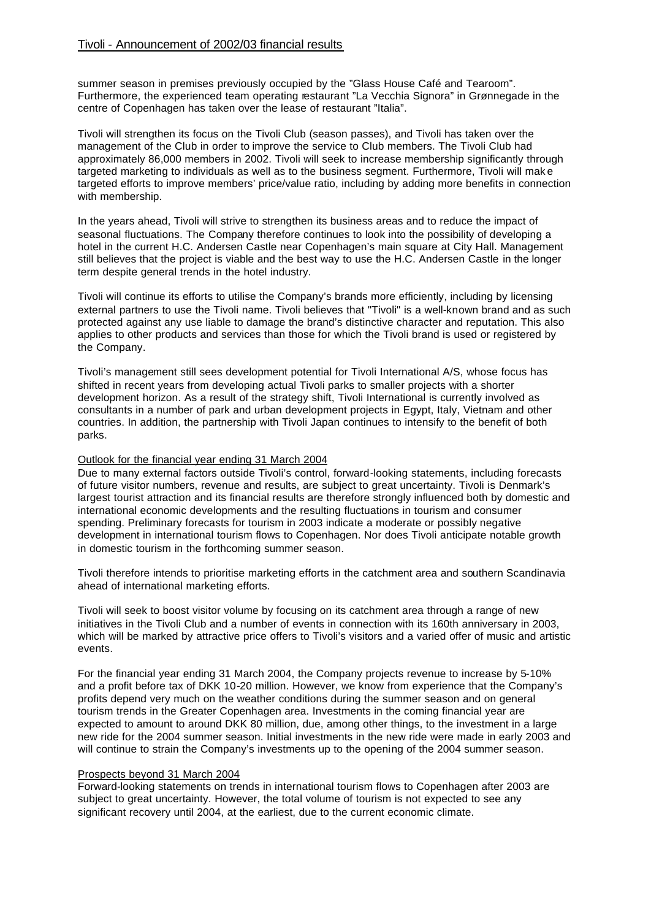summer season in premises previously occupied by the "Glass House Café and Tearoom". Furthermore, the experienced team operating restaurant "La Vecchia Signora" in Grønnegade in the centre of Copenhagen has taken over the lease of restaurant "Italia".

Tivoli will strengthen its focus on the Tivoli Club (season passes), and Tivoli has taken over the management of the Club in order to improve the service to Club members. The Tivoli Club had approximately 86,000 members in 2002. Tivoli will seek to increase membership significantly through targeted marketing to individuals as well as to the business segment. Furthermore, Tivoli will make targeted efforts to improve members' price/value ratio, including by adding more benefits in connection with membership.

In the years ahead, Tivoli will strive to strengthen its business areas and to reduce the impact of seasonal fluctuations. The Company therefore continues to look into the possibility of developing a hotel in the current H.C. Andersen Castle near Copenhagen's main square at City Hall. Management still believes that the project is viable and the best way to use the H.C. Andersen Castle in the longer term despite general trends in the hotel industry.

Tivoli will continue its efforts to utilise the Company's brands more efficiently, including by licensing external partners to use the Tivoli name. Tivoli believes that "Tivoli" is a well-known brand and as such protected against any use liable to damage the brand's distinctive character and reputation. This also applies to other products and services than those for which the Tivoli brand is used or registered by the Company.

Tivoli's management still sees development potential for Tivoli International A/S, whose focus has shifted in recent years from developing actual Tivoli parks to smaller projects with a shorter development horizon. As a result of the strategy shift, Tivoli International is currently involved as consultants in a number of park and urban development projects in Egypt, Italy, Vietnam and other countries. In addition, the partnership with Tivoli Japan continues to intensify to the benefit of both parks.

## Outlook for the financial year ending 31 March 2004

Due to many external factors outside Tivoli's control, forward-looking statements, including forecasts of future visitor numbers, revenue and results, are subject to great uncertainty. Tivoli is Denmark's largest tourist attraction and its financial results are therefore strongly influenced both by domestic and international economic developments and the resulting fluctuations in tourism and consumer spending. Preliminary forecasts for tourism in 2003 indicate a moderate or possibly negative development in international tourism flows to Copenhagen. Nor does Tivoli anticipate notable growth in domestic tourism in the forthcoming summer season.

Tivoli therefore intends to prioritise marketing efforts in the catchment area and southern Scandinavia ahead of international marketing efforts.

Tivoli will seek to boost visitor volume by focusing on its catchment area through a range of new initiatives in the Tivoli Club and a number of events in connection with its 160th anniversary in 2003, which will be marked by attractive price offers to Tivoli's visitors and a varied offer of music and artistic events.

For the financial year ending 31 March 2004, the Company projects revenue to increase by 5-10% and a profit before tax of DKK 10-20 million. However, we know from experience that the Company's profits depend very much on the weather conditions during the summer season and on general tourism trends in the Greater Copenhagen area. Investments in the coming financial year are expected to amount to around DKK 80 million, due, among other things, to the investment in a large new ride for the 2004 summer season. Initial investments in the new ride were made in early 2003 and will continue to strain the Company's investments up to the opening of the 2004 summer season.

## Prospects beyond 31 March 2004

Forward-looking statements on trends in international tourism flows to Copenhagen after 2003 are subject to great uncertainty. However, the total volume of tourism is not expected to see any significant recovery until 2004, at the earliest, due to the current economic climate.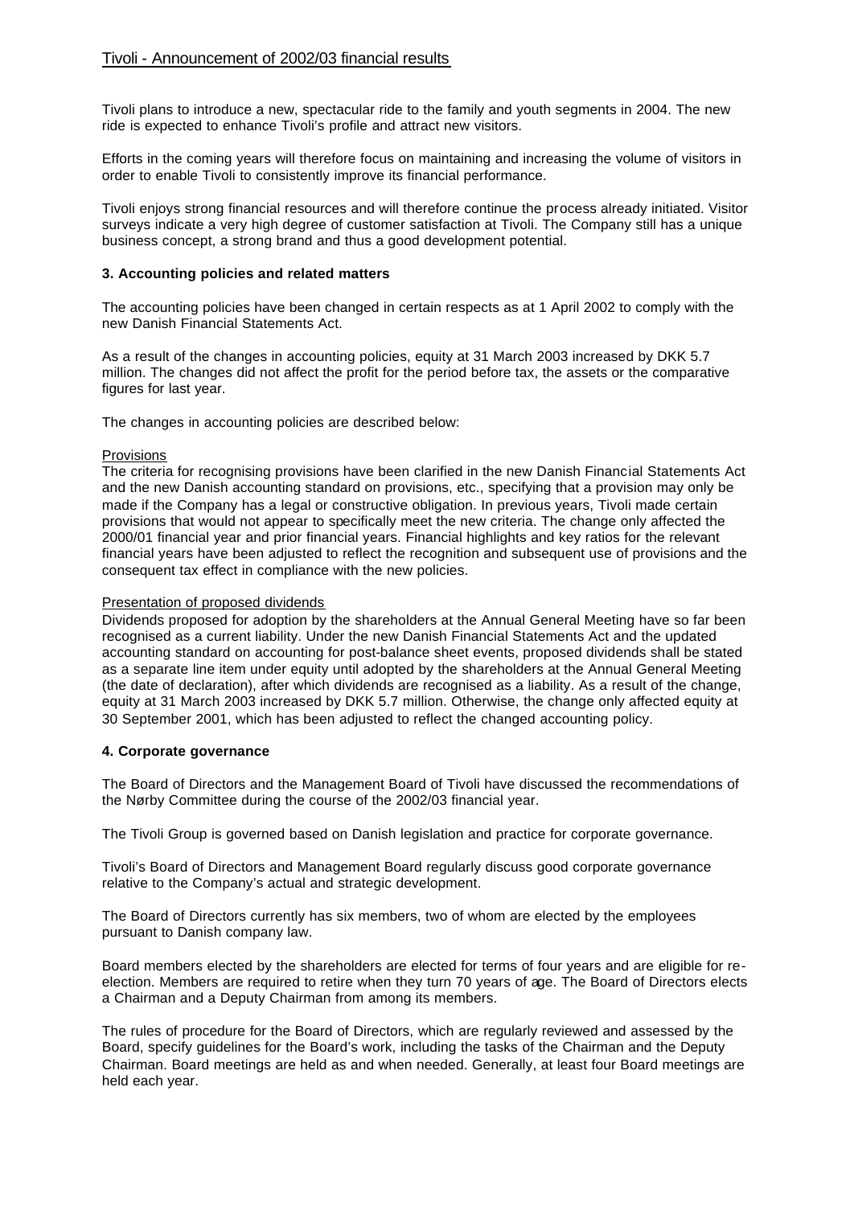Tivoli plans to introduce a new, spectacular ride to the family and youth segments in 2004. The new ride is expected to enhance Tivoli's profile and attract new visitors.

Efforts in the coming years will therefore focus on maintaining and increasing the volume of visitors in order to enable Tivoli to consistently improve its financial performance.

Tivoli enjoys strong financial resources and will therefore continue the process already initiated. Visitor surveys indicate a very high degree of customer satisfaction at Tivoli. The Company still has a unique business concept, a strong brand and thus a good development potential.

### 3. Accounting policies and related matters

The accounting policies have been changed in certain respects as at 1 April 2002 to comply with the new Danish Financial Statements Act.

As a result of the changes in accounting policies, equity at 31 March 2003 increased by DKK 5.7 million. The changes did not affect the profit for the period before tax, the assets or the comparative figures for last year.

The changes in accounting policies are described below:

Provisions

The criteria for recognising provisions have been clarified in the new Danish Financial Statements Act and the new Danish accounting standard on provisions, etc., specifying that a provision may only be made if the Company has a legal or constructive obligation. In previous years, Tivoli made certain provisions that would not appear to specifically meet the new criteria. The change only affected the 2000/01 financial year and prior financial years. Financial highlights and key ratios for the relevant financial years have been adjusted to reflect the recognition and subsequent use of provisions and the consequent tax effect in compliance with the new policies.

Presentation of proposed dividends

Dividends proposed for adoption by the shareholders at the Annual General Meeting have so far been recognised as a current liability. Under the new Danish Financial Statements Act and the updated accounting standard on accounting for post-balance sheet events, proposed dividends shall be stated as a separate line item under equity until adopted by the shareholders at the Annual General Meeting (the date of declaration), after which dividends are recognised as a liability. As a result of the change, equity at 31 March 2003 increased by DKK 5.7 million. Otherwise, the change only affected equity at 30 September 2001, which has been adjusted to reflect the changed accounting policy.

### 4. Corporate governance

The Board of Directors and the Management Board of Tivoli have discussed the recommendations of the Nørby Committee during the course of the 2002/03 financial year.

The Tivoli Group is governed based on Danish legislation and practice for corporate governance.

Tivoli's Board of Directors and Management Board regularly discuss good corporate governance relative to the Company's actual and strategic development.

The Board of Directors currently has six members, two of whom are elected by the employees pursuant to Danish company law.

Board members elected by the shareholders are elected for terms of four years and are eligible for re-election. Members are required to retire when they turn 70 years of age. The Board of Directors elects a Chairman and a Deputy Chairman from among its members.

The rules of procedure for the Board of Directors, which are regularly reviewed and assessed by the Board, specify guidelines for the Board's work, including the tasks of the Chairman and the Deputy Chairman. Board meetings are held as and when needed. Generally, at least four Board meetings are held each year.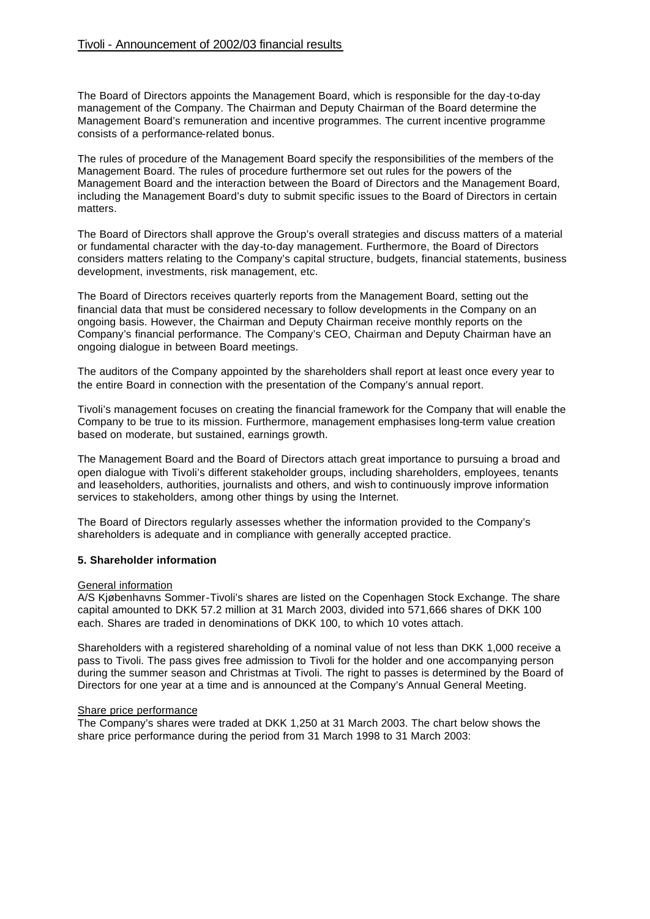The Board of Directors appoints the Management Board, which is responsible for the day-to-day management of the Company. The Chairman and Deputy Chairman of the Board determine the Management Board's remuneration and incentive programmes. The current incentive programme consists of a performance-related bonus.

The rules of procedure of the Management Board specify the responsibilities of the members of the Management Board. The rules of procedure furthermore set out rules for the powers of the Management Board and the interaction between the Board of Directors and the Management Board, including the Management Board's duty to submit specific issues to the Board of Directors in certain matters.

The Board of Directors shall approve the Group's overall strategies and discuss matters of a material or fundamental character with the day-to-day management. Furthermore, the Board of Directors considers matters relating to the Company's capital structure, budgets, financial statements, business development, investments, risk management, etc.

The Board of Directors receives quarterly reports from the Management Board, setting out the financial data that must be considered necessary to follow developments in the Company on an ongoing basis. However, the Chairman and Deputy Chairman receive monthly reports on the Company's financial performance. The Company's CEO, Chairman and Deputy Chairman have an ongoing dialogue in between Board meetings.

The auditors of the Company appointed by the shareholders shall report at least once every year to the entire Board in connection with the presentation of the Company's annual report.

Tivoli's management focuses on creating the financial framework for the Company that will enable the Company to be true to its mission. Furthermore, management emphasises long-term value creation based on moderate, but sustained, earnings growth.

The Management Board and the Board of Directors attach great importance to pursuing a broad and open dialogue with Tivoli's different stakeholder groups, including shareholders, employees, tenants and leaseholders, authorities, journalists and others, and wish to continuously improve information services to stakeholders, among other things by using the Internet.

The Board of Directors regularly assesses whether the information provided to the Company's shareholders is adequate and in compliance with generally accepted practice.

## 5. Shareholder information

General information

A/S Kjøbenhavns Sommer-Tivoli's shares are listed on the Copenhagen Stock Exchange. The share capital amounted to DKK 57.2 million at 31 March 2003, divided into 571,666 shares of DKK 100 each. Shares are traded in denominations of DKK 100, to which 10 votes attach.

Shareholders with a registered shareholding of a nominal value of not less than DKK 1,000 receive a pass to Tivoli. The pass gives free admission to Tivoli for the holder and one accompanying person during the summer season and Christmas at Tivoli. The right to passes is determined by the Board of Directors for one year at a time and is announced at the Company's Annual General Meeting.

Share price performance

The Company's shares were traded at DKK 1,250 at 31 March 2003. The chart below shows the share price performance during the period from 31 March 1998 to 31 March 2003: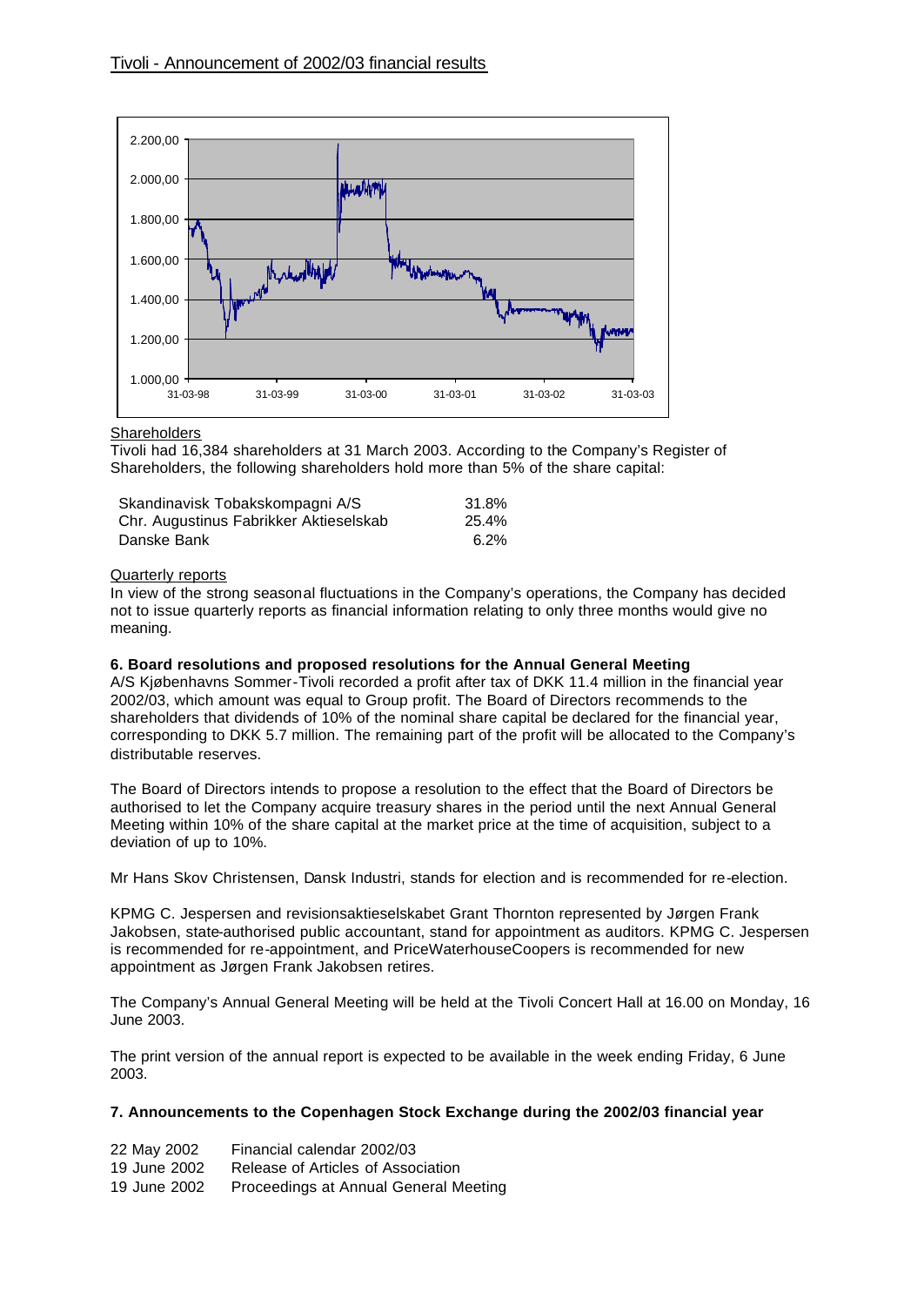## Tivoli - Announcement of 2002/03 financial results

### Shareholders

Tivoli had 16,384 shareholders at 31 March 2003. According to the Company's Register of Shareholders, the following shareholders hold more than 5% of the share capital:

| | |
|---|---|
| Skandinavisk Tobakskompagni A/S | 31.8% |
| Chr. Augustinus Fabrikker Aktieselskab | 25.4% |
| Danske Bank | 6.2% |

### Quarterly reports

In view of the strong seasonal fluctuations in the Company's operations, the Company has decided not to issue quarterly reports as financial information relating to only three months would give no meaning.

### 6. Board resolutions and proposed resolutions for the Annual General Meeting

A/S Kjøbenhavns Sommer-Tivoli recorded a profit after tax of DKK 11.4 million in the financial year 2002/03, which amount was equal to Group profit. The Board of Directors recommends to the shareholders that dividends of 10% of the nominal share capital be declared for the financial year, corresponding to DKK 5.7 million. The remaining part of the profit will be allocated to the Company's distributable reserves.

The Board of Directors intends to propose a resolution to the effect that the Board of Directors be authorised to let the Company acquire treasury shares in the period until the next Annual General Meeting within 10% of the share capital at the market price at the time of acquisition, subject to a deviation of up to 10%.

Mr Hans Skov Christensen, Dansk Industri, stands for election and is recommended for re-election.

KPMG C. Jespersen and revisionsaktieselskabet Grant Thornton represented by Jørgen Frank Jakobsen, state-authorised public accountant, stand for appointment as auditors. KPMG C. Jespersen is recommended for re-appointment, and PriceWaterhouseCoopers is recommended for new appointment as Jørgen Frank Jakobsen retires.

The Company's Annual General Meeting will be held at the Tivoli Concert Hall at 16.00 on Monday, 16 June 2003.

The print version of the annual report is expected to be available in the week ending Friday, 6 June 2003.

### 7. Announcements to the Copenhagen Stock Exchange during the 2002/03 financial year

| | |
|---|---|
| 22 May 2002 | Financial calendar 2002/03 |
| 19 June 2002 | Release of Articles of Association |
| 19 June 2002 | Proceedings at Annual General Meeting |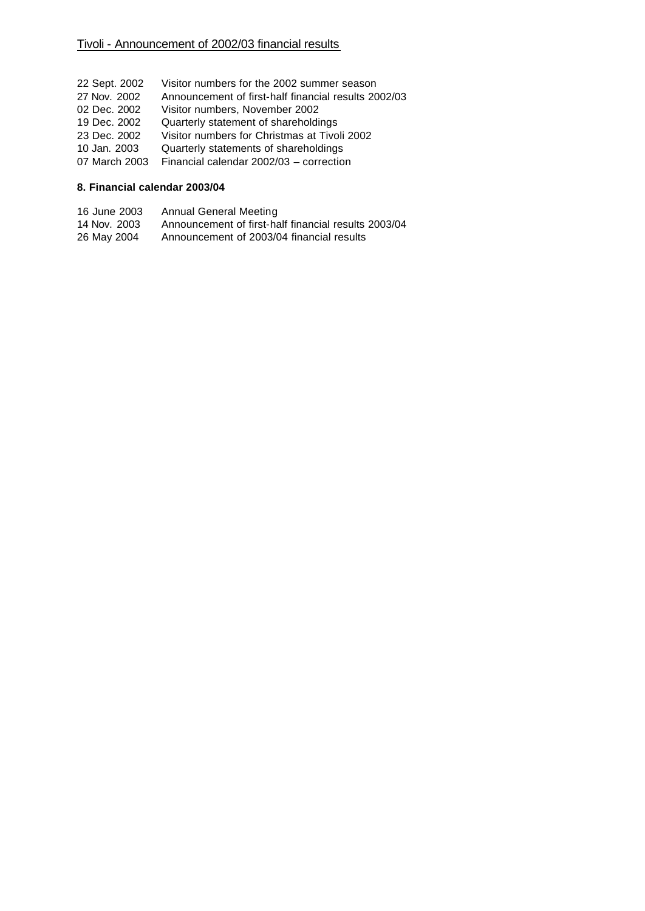| | |
|---|---|
| 22 Sept. 2002 | Visitor numbers for the 2002 summer season |
| 27 Nov. 2002 | Announcement of first-half financial results 2002/03 |
| 02 Dec. 2002 | Visitor numbers, November 2002 |
| 19 Dec. 2002 | Quarterly statement of shareholdings |
| 23 Dec. 2002 | Visitor numbers for Christmas at Tivoli 2002 |
| 10 Jan. 2003 | Quarterly statements of shareholdings |
| 07 March 2003 | Financial calendar 2002/03 – correction |

**8. Financial calendar 2003/04**

| | |
|---|---|
| 16 June 2003 | Annual General Meeting |
| 14 Nov. 2003 | Announcement of first-half financial results 2003/04 |
| 26 May 2004 | Announcement of 2003/04 financial results |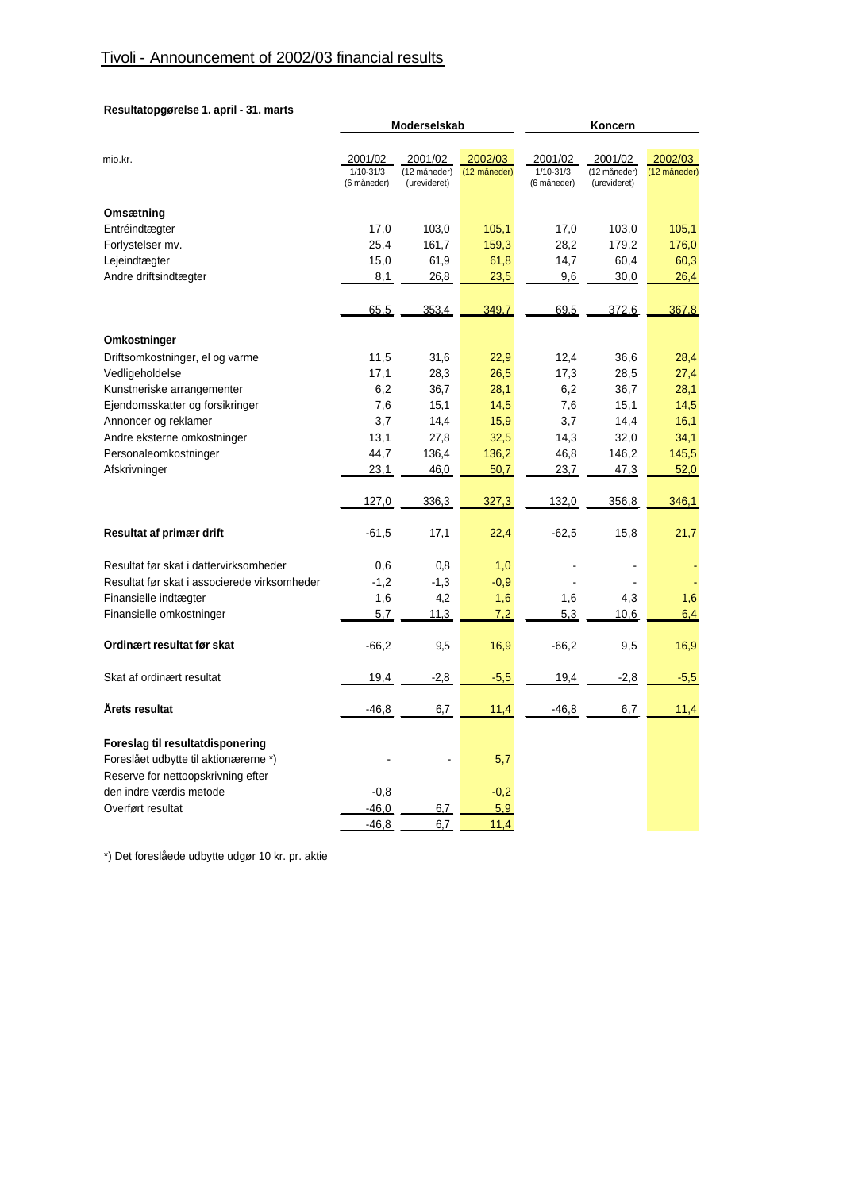# Tivoli - Announcement of 2002/03 financial results

**Resultatopgørelse 1. april - 31. marts**

| mio.kr. | Moderselskab | | | Koncern | | |
|---|---|---|---|---|---|---|
| | 2001/02 1/10-31/3 (6 måneder) | 2001/02 (12 måneder) (urevideret) | 2002/03 (12 måneder) | 2001/02 1/10-31/3 (6 måneder) | 2001/02 (12 måneder) (urevideret) | 2002/03 (12 måneder) |
| **Omsætning** | | | | | | |
| Entréindtægter | 17,0 | 103,0 | 105,1 | 17,0 | 103,0 | 105,1 |
| Forlystelser mv. | 25,4 | 161,7 | 159,3 | 28,2 | 179,2 | 176,0 |
| Lejeindtægter | 15,0 | 61,9 | 61,8 | 14,7 | 60,4 | 60,3 |
| Andre driftsindtægter | 8,1 | 26,8 | 23,5 | 9,6 | 30,0 | 26,4 |
| | 65,5 | 353,4 | 349,7 | 69,5 | 372,6 | 367,8 |
| **Omkostninger** | | | | | | |
| Driftsomkostninger, el og varme | 11,5 | 31,6 | 22,9 | 12,4 | 36,6 | 28,4 |
| Vedligeholdelse | 17,1 | 28,3 | 26,5 | 17,3 | 28,5 | 27,4 |
| Kunstneriske arrangementer | 6,2 | 36,7 | 28,1 | 6,2 | 36,7 | 28,1 |
| Ejendomsskatter og forsikringer | 7,6 | 15,1 | 14,5 | 7,6 | 15,1 | 14,5 |
| Annoncer og reklamer | 3,7 | 14,4 | 15,9 | 3,7 | 14,4 | 16,1 |
| Andre eksterne omkostninger | 13,1 | 27,8 | 32,5 | 14,3 | 32,0 | 34,1 |
| Personaleomkostninger | 44,7 | 136,4 | 136,2 | 46,8 | 146,2 | 145,5 |
| Afskrivninger | 23,1 | 46,0 | 50,7 | 23,7 | 47,3 | 52,0 |
| | 127,0 | 336,3 | 327,3 | 132,0 | 356,8 | 346,1 |
| **Resultat af primær drift** | -61,5 | 17,1 | 22,4 | -62,5 | 15,8 | 21,7 |
| Resultat før skat i dattervirksomheder | 0,6 | 0,8 | 1,0 | - | - | - |
| Resultat før skat i associerede virksomheder | -1,2 | -1,3 | -0,9 | - | - | - |
| Finansielle indtægter | 1,6 | 4,2 | 1,6 | 1,6 | 4,3 | 1,6 |
| Finansielle omkostninger | 5,7 | 11,3 | 7,2 | 5,3 | 10,6 | 6,4 |
| **Ordinært resultat før skat** | -66,2 | 9,5 | 16,9 | -66,2 | 9,5 | 16,9 |
| Skat af ordinært resultat | 19,4 | -2,8 | -5,5 | 19,4 | -2,8 | -5,5 |
| **Årets resultat** | -46,8 | 6,7 | 11,4 | -46,8 | 6,7 | 11,4 |
| **Foreslag til resultatdisponering** | | | | | | |
| Foreslået udbytte til aktionærerne *) | - | - | 5,7 | | | |
| Reserve for nettoopskrivning efter den indre værdis metode | -0,8 | | -0,2 | | | |
| Overført resultat | -46,0 | 6,7 | 5,9 | | | |
| | -46,8 | 6,7 | 11,4 | | | |

*) Det foreslåede udbytte udgør 10 kr. pr. aktie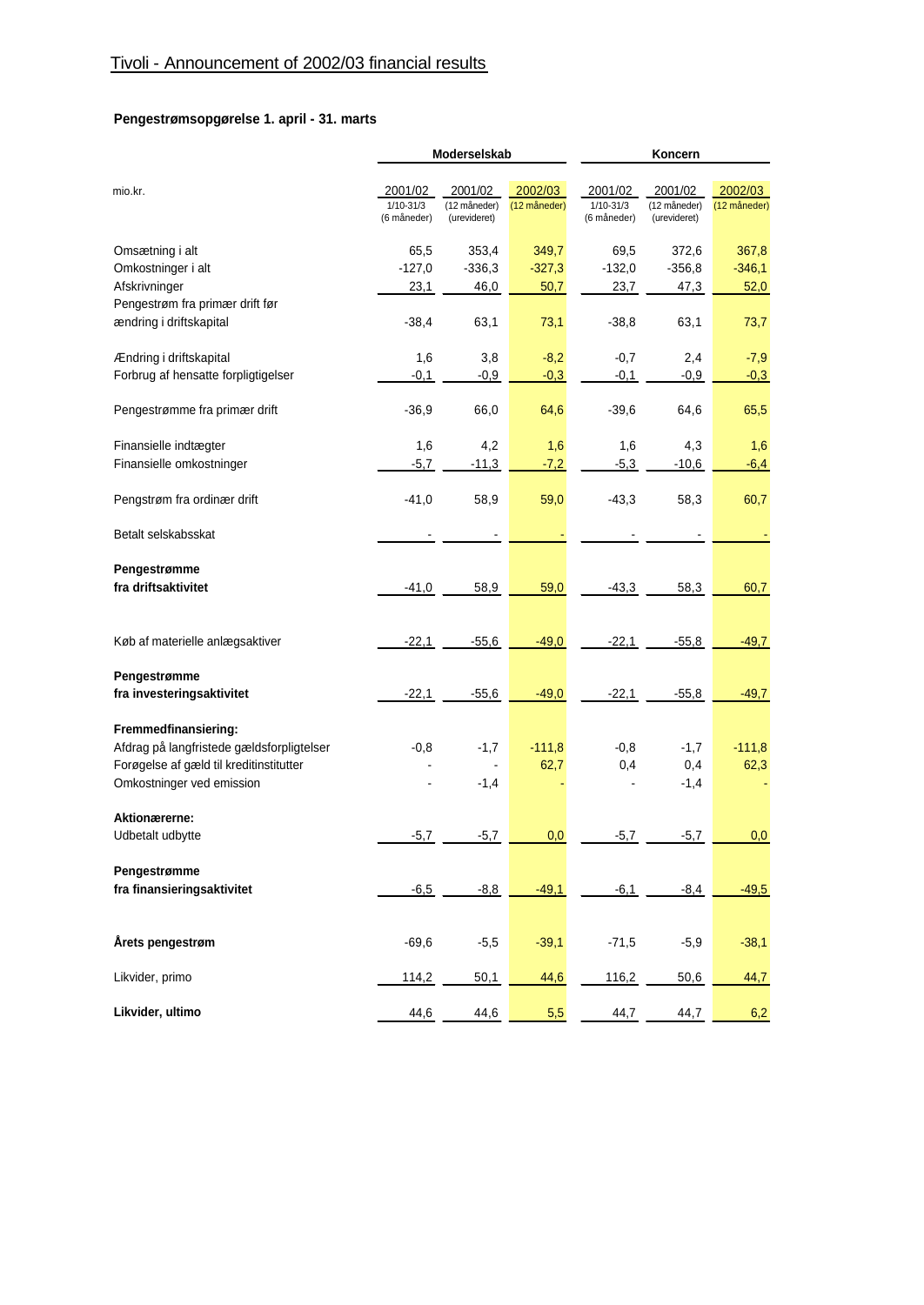# Tivoli - Announcement of 2002/03 financial results

## Pengestrømsopgørelse 1. april - 31. marts

| mio.kr. | Moderselskab | | | Koncern | | |
|---|---|---|---|---|---|---|
| | 2001/02 1/10-31/3 (6 måneder) | 2001/02 (12 måneder) (urevideret) | 2002/03 (12 måneder) | 2001/02 1/10-31/3 (6 måneder) | 2001/02 (12 måneder) (urevideret) | 2002/03 (12 måneder) |
| Omsætning i alt | 65,5 | 353,4 | 349,7 | 69,5 | 372,6 | 367,8 |
| Omkostninger i alt | -127,0 | -336,3 | -327,3 | -132,0 | -356,8 | -346,1 |
| Afskrivninger | 23,1 | 46,0 | 50,7 | 23,7 | 47,3 | 52,0 |
| Pengestrøm fra primær drift før ændring i driftskapital | -38,4 | 63,1 | 73,1 | -38,8 | 63,1 | 73,7 |
| Ændring i driftskapital | 1,6 | 3,8 | -8,2 | -0,7 | 2,4 | -7,9 |
| Forbrug af hensatte forpligtigelser | -0,1 | -0,9 | -0,3 | -0,1 | -0,9 | -0,3 |
| Pengestrømme fra primær drift | -36,9 | 66,0 | 64,6 | -39,6 | 64,6 | 65,5 |
| Finansielle indtægter | 1,6 | 4,2 | 1,6 | 1,6 | 4,3 | 1,6 |
| Finansielle omkostninger | -5,7 | -11,3 | -7,2 | -5,3 | -10,6 | -6,4 |
| Pengstrøm fra ordinær drift | -41,0 | 58,9 | 59,0 | -43,3 | 58,3 | 60,7 |
| Betalt selskabsskat | - | - | - | - | - | - |
| **Pengestrømme fra driftsaktivitet** | -41,0 | 58,9 | 59,0 | -43,3 | 58,3 | 60,7 |
| Køb af materielle anlægsaktiver | -22,1 | -55,6 | -49,0 | -22,1 | -55,8 | -49,7 |
| **Pengestrømme fra investeringsaktivitet** | -22,1 | -55,6 | -49,0 | -22,1 | -55,8 | -49,7 |
| **Fremmedfinansiering:** | | | | | | |
| Afdrag på langfristede gældsforpligtelser | -0,8 | -1,7 | -111,8 | -0,8 | -1,7 | -111,8 |
| Forøgelse af gæld til kreditinstitutter | - | - | 62,7 | 0,4 | 0,4 | 62,3 |
| Omkostninger ved emission | - | -1,4 | - | - | -1,4 | - |
| **Aktionærerne:** | | | | | | |
| Udbetalt udbytte | -5,7 | -5,7 | 0,0 | -5,7 | -5,7 | 0,0 |
| **Pengestrømme fra finansieringsaktivitet** | -6,5 | -8,8 | -49,1 | -6,1 | -8,4 | -49,5 |
| **Årets pengestrøm** | -69,6 | -5,5 | -39,1 | -71,5 | -5,9 | -38,1 |
| Likvider, primo | 114,2 | 50,1 | 44,6 | 116,2 | 50,6 | 44,7 |
| **Likvider, ultimo** | 44,6 | 44,6 | 5,5 | 44,7 | 44,7 | 6,2 |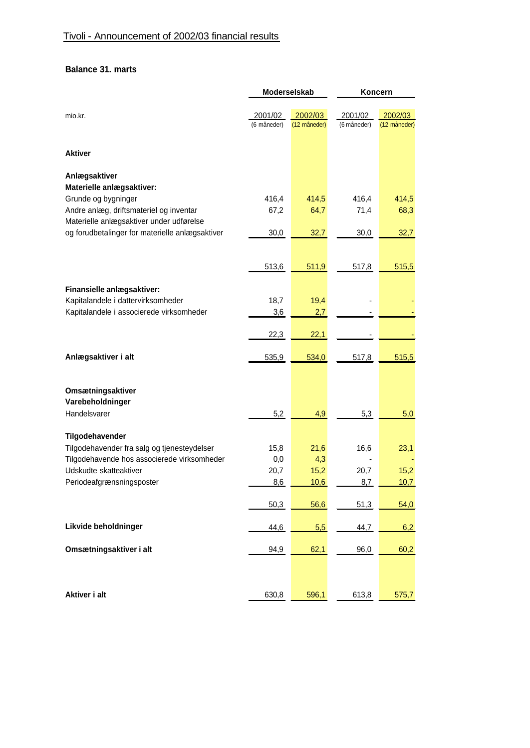# Tivoli - Announcement of 2002/03 financial results

## Balance 31. marts

| mio.kr. | Moderselskab | | Koncern | |
|---|---|---|---|---|
| | 2001/02 (6 måneder) | 2002/03 (12 måneder) | 2001/02 (6 måneder) | 2002/03 (12 måneder) |
| **Aktiver** | | | | |
| **Anlægsaktiver** | | | | |
| **Materielle anlægsaktiver:** | | | | |
| Grunde og bygninger | 416,4 | 414,5 | 416,4 | 414,5 |
| Andre anlæg, driftsmateriel og inventar | 67,2 | 64,7 | 71,4 | 68,3 |
| Materielle anlægsaktiver under udførelse og forudbetalinger for materielle anlægsaktiver | 30,0 | 32,7 | 30,0 | 32,7 |
| | 513,6 | 511,9 | 517,8 | 515,5 |
| **Finansielle anlægsaktiver:** | | | | |
| Kapitalandele i dattervirksomheder | 18,7 | 19,4 | - | - |
| Kapitalandele i associerede virksomheder | 3,6 | 2,7 | - | - |
| | 22,3 | 22,1 | - | - |
| **Anlægsaktiver i alt** | 535,9 | 534,0 | 517,8 | 515,5 |
| **Omsætningsaktiver** | | | | |
| **Varebeholdninger** | | | | |
| Handelsvarer | 5,2 | 4,9 | 5,3 | 5,0 |
| **Tilgodehavender** | | | | |
| Tilgodehavender fra salg og tjenesteydelser | 15,8 | 21,6 | 16,6 | 23,1 |
| Tilgodehavende hos associerede virksomheder | 0,0 | 4,3 | - | - |
| Udskudte skatteaktiver | 20,7 | 15,2 | 20,7 | 15,2 |
| Periodeafgrænsningsposter | 8,6 | 10,6 | 8,7 | 10,7 |
| | 50,3 | 56,6 | 51,3 | 54,0 |
| **Likvide beholdninger** | 44,6 | 5,5 | 44,7 | 6,2 |
| **Omsætningsaktiver i alt** | 94,9 | 62,1 | 96,0 | 60,2 |
| **Aktiver i alt** | 630,8 | 596,1 | 613,8 | 575,7 |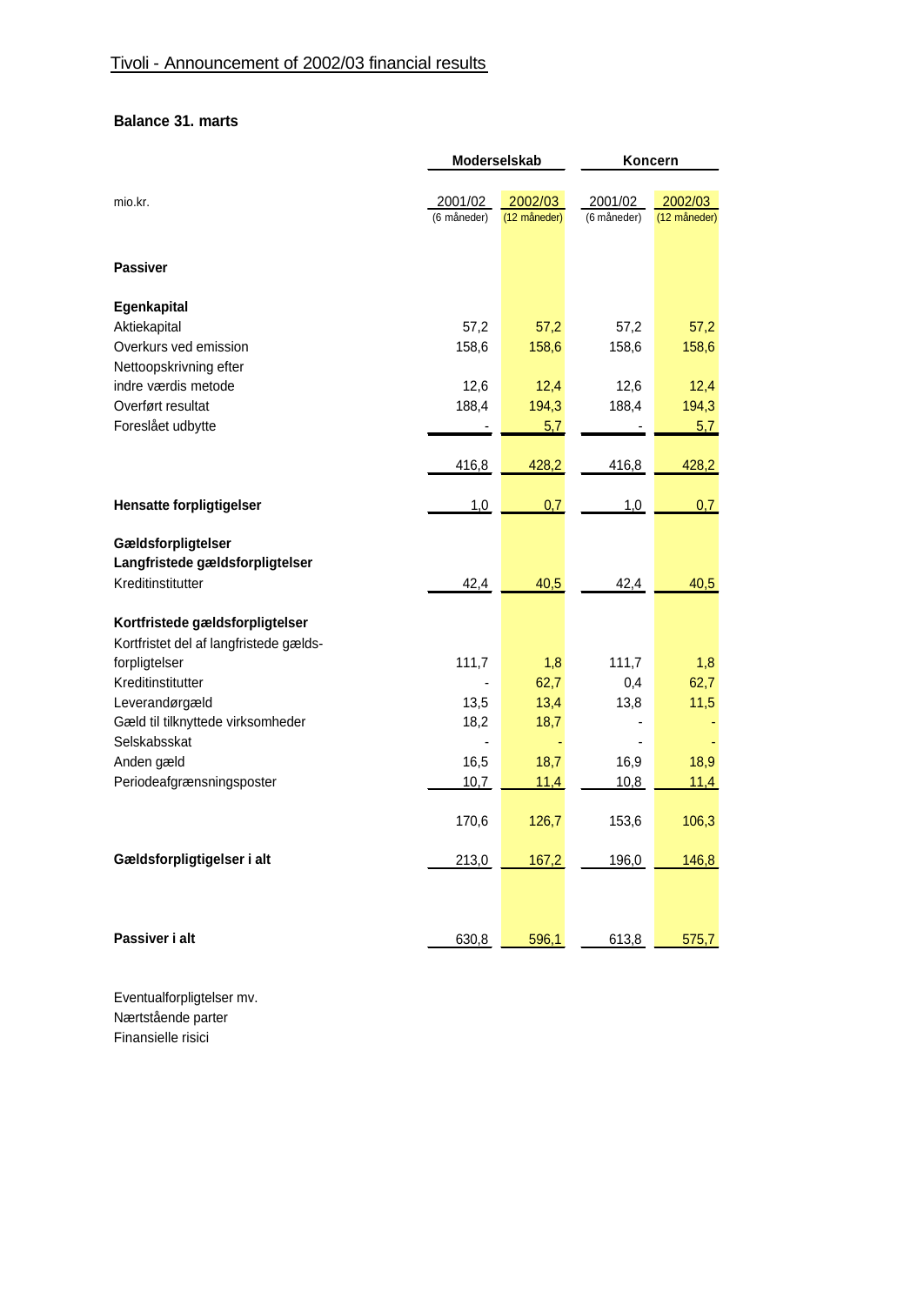Tivoli - Announcement of 2002/03 financial results

## Balance 31. marts

| mio.kr. | Moderselskab | | Koncern | |
|---|---|---|---|---|
| | 2001/02 (6 måneder) | 2002/03 (12 måneder) | 2001/02 (6 måneder) | 2002/03 (12 måneder) |
| **Passiver** | | | | |
| **Egenkapital** | | | | |
| Aktiekapital | 57,2 | 57,2 | 57,2 | 57,2 |
| Overkurs ved emission | 158,6 | 158,6 | 158,6 | 158,6 |
| Nettoopskrivning efter indre værdis metode | 12,6 | 12,4 | 12,6 | 12,4 |
| Overført resultat | 188,4 | 194,3 | 188,4 | 194,3 |
| Foreslået udbytte | - | 5,7 | - | 5,7 |
| | 416,8 | 428,2 | 416,8 | 428,2 |
| **Hensatte forpligtigelser** | 1,0 | 0,7 | 1,0 | 0,7 |
| **Gældsforpligtelser** | | | | |
| **Langfristede gældsforpligtelser** | | | | |
| Kreditinstitutter | 42,4 | 40,5 | 42,4 | 40,5 |
| **Kortfristede gældsforpligtelser** | | | | |
| Kortfristet del af langfristede gældsforpligtelser | 111,7 | 1,8 | 111,7 | 1,8 |
| Kreditinstitutter | - | 62,7 | 0,4 | 62,7 |
| Leverandørgæld | 13,5 | 13,4 | 13,8 | 11,5 |
| Gæld til tilknyttede virksomheder | 18,2 | 18,7 | - | - |
| Selskabsskat | - | - | - | - |
| Anden gæld | 16,5 | 18,7 | 16,9 | 18,9 |
| Periodeafgrænsningsposter | 10,7 | 11,4 | 10,8 | 11,4 |
| | 170,6 | 126,7 | 153,6 | 106,3 |
| **Gældsforpligtigelser i alt** | 213,0 | 167,2 | 196,0 | 146,8 |
| **Passiver i alt** | 630,8 | 596,1 | 613,8 | 575,7 |

Eventualforpligtelser mv.
Nærtstående parter
Finansielle risici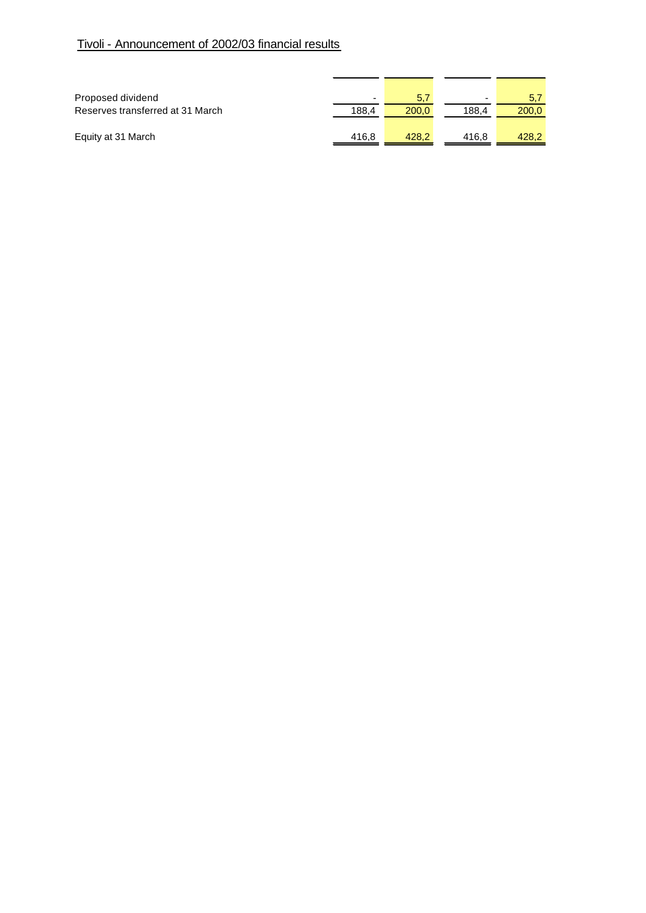Tivoli - Announcement of 2002/03 financial results

| | | | | |
|---|---|---|---|---|
| Proposed dividend | - | 5,7 | - | 5,7 |
| Reserves transferred at 31 March | 188,4 | 200,0 | 188,4 | 200,0 |
| Equity at 31 March | 416,8 | 428,2 | 416,8 | 428,2 |